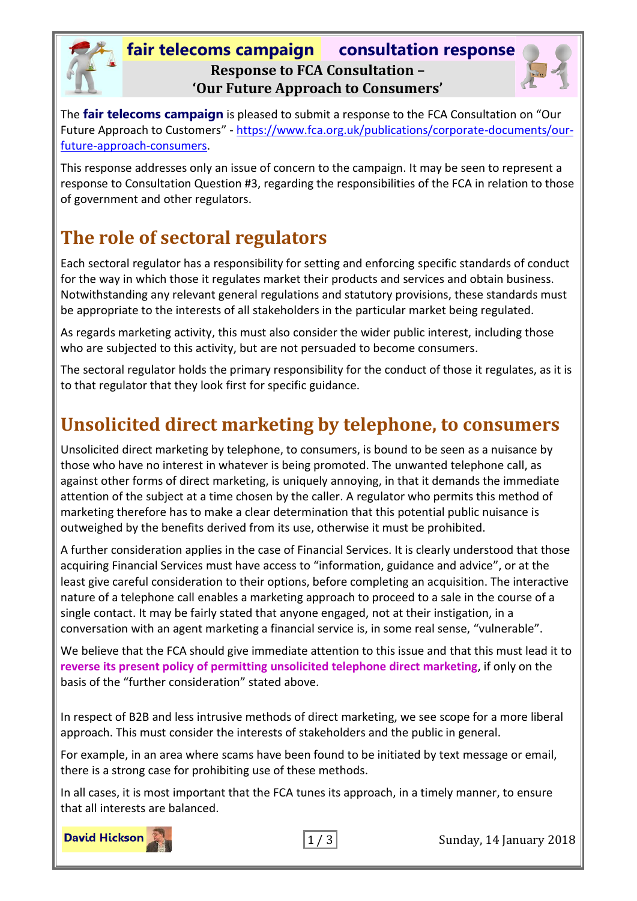# fair telecoms campaign consultation response

## Response to FCA Consultation – 'Our Future Approach to Consumers'

The **fair telecoms campaign** is pleased to submit a response to the FCA Consultation on "Our Future Approach to Customers" - https://www.fca.org.uk/publications/corporate-documents/our-future-approach-consumers.

This response addresses only an issue of concern to the campaign. It may be seen to represent a response to Consultation Question #3, regarding the responsibilities of the FCA in relation to those of government and other regulators.

## The role of sectoral regulators

Each sectoral regulator has a responsibility for setting and enforcing specific standards of conduct for the way in which those it regulates market their products and services and obtain business. Notwithstanding any relevant general regulations and statutory provisions, these standards must be appropriate to the interests of all stakeholders in the particular market being regulated.

As regards marketing activity, this must also consider the wider public interest, including those who are subjected to this activity, but are not persuaded to become consumers.

The sectoral regulator holds the primary responsibility for the conduct of those it regulates, as it is to that regulator that they look first for specific guidance.

## Unsolicited direct marketing by telephone, to consumers

Unsolicited direct marketing by telephone, to consumers, is bound to be seen as a nuisance by those who have no interest in whatever is being promoted. The unwanted telephone call, as against other forms of direct marketing, is uniquely annoying, in that it demands the immediate attention of the subject at a time chosen by the caller. A regulator who permits this method of marketing therefore has to make a clear determination that this potential public nuisance is outweighed by the benefits derived from its use, otherwise it must be prohibited.

A further consideration applies in the case of Financial Services. It is clearly understood that those acquiring Financial Services must have access to "information, guidance and advice", or at the least give careful consideration to their options, before completing an acquisition. The interactive nature of a telephone call enables a marketing approach to proceed to a sale in the course of a single contact. It may be fairly stated that anyone engaged, not at their instigation, in a conversation with an agent marketing a financial service is, in some real sense, "vulnerable".

We believe that the FCA should give immediate attention to this issue and that this must lead it to **reverse its present policy of permitting unsolicited telephone direct marketing**, if only on the basis of the "further consideration" stated above.

In respect of B2B and less intrusive methods of direct marketing, we see scope for a more liberal approach. This must consider the interests of stakeholders and the public in general.

For example, in an area where scams have been found to be initiated by text message or email, there is a strong case for prohibiting use of these methods.

In all cases, it is most important that the FCA tunes its approach, in a timely manner, to ensure that all interests are balanced.

David Hickson

Sunday, 14 January 2018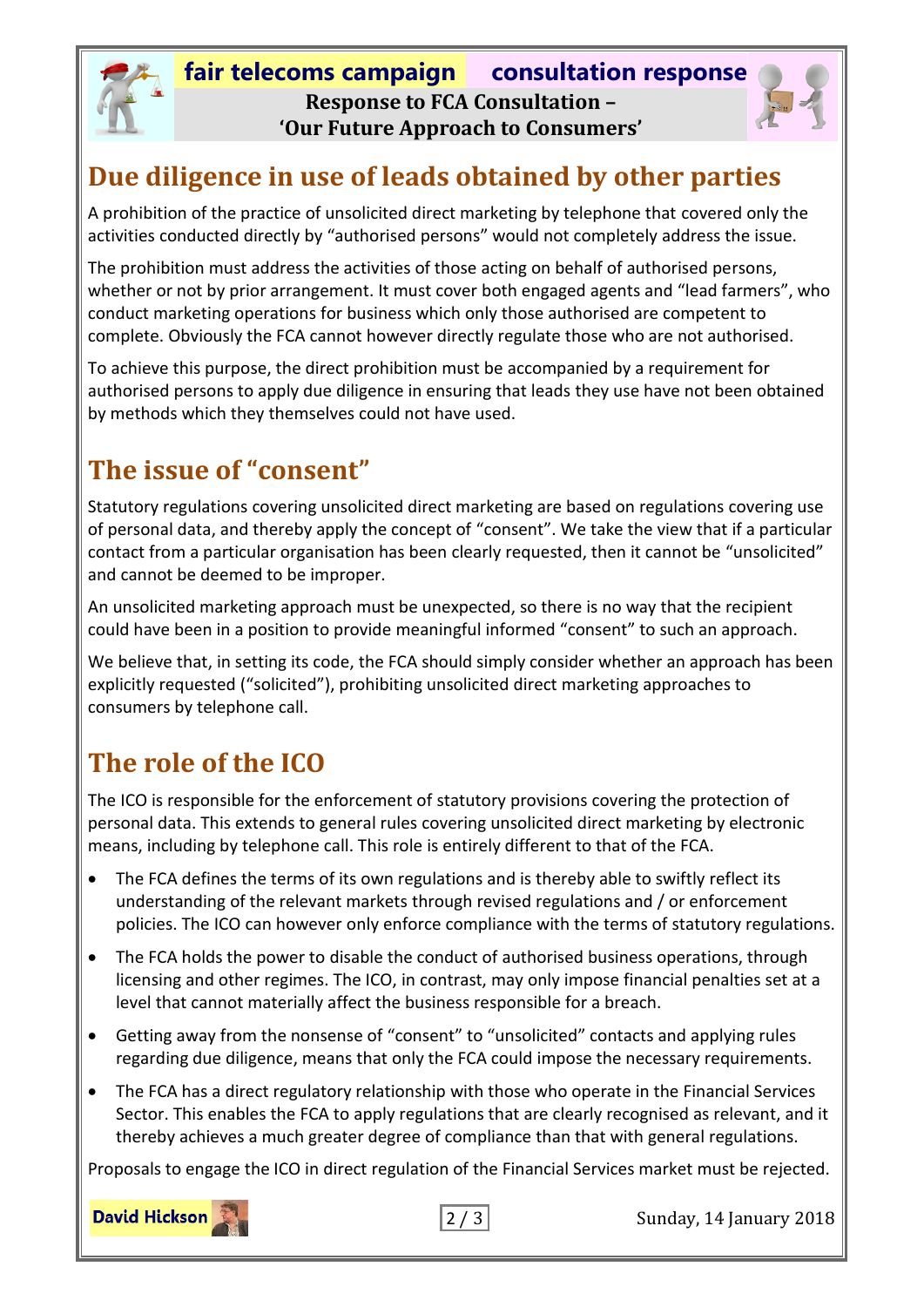## Due diligence in use of leads obtained by other parties

A prohibition of the practice of unsolicited direct marketing by telephone that covered only the activities conducted directly by "authorised persons" would not completely address the issue.

The prohibition must address the activities of those acting on behalf of authorised persons, whether or not by prior arrangement. It must cover both engaged agents and "lead farmers", who conduct marketing operations for business which only those authorised are competent to complete. Obviously the FCA cannot however directly regulate those who are not authorised.

To achieve this purpose, the direct prohibition must be accompanied by a requirement for authorised persons to apply due diligence in ensuring that leads they use have not been obtained by methods which they themselves could not have used.

## The issue of "consent"

Statutory regulations covering unsolicited direct marketing are based on regulations covering use of personal data, and thereby apply the concept of "consent". We take the view that if a particular contact from a particular organisation has been clearly requested, then it cannot be "unsolicited" and cannot be deemed to be improper.

An unsolicited marketing approach must be unexpected, so there is no way that the recipient could have been in a position to provide meaningful informed "consent" to such an approach.

We believe that, in setting its code, the FCA should simply consider whether an approach has been explicitly requested ("solicited"), prohibiting unsolicited direct marketing approaches to consumers by telephone call.

## The role of the ICO

The ICO is responsible for the enforcement of statutory provisions covering the protection of personal data. This extends to general rules covering unsolicited direct marketing by electronic means, including by telephone call. This role is entirely different to that of the FCA.

- The FCA defines the terms of its own regulations and is thereby able to swiftly reflect its understanding of the relevant markets through revised regulations and / or enforcement policies. The ICO can however only enforce compliance with the terms of statutory regulations.
- The FCA holds the power to disable the conduct of authorised business operations, through licensing and other regimes. The ICO, in contrast, may only impose financial penalties set at a level that cannot materially affect the business responsible for a breach.
- Getting away from the nonsense of "consent" to "unsolicited" contacts and applying rules regarding due diligence, means that only the FCA could impose the necessary requirements.
- The FCA has a direct regulatory relationship with those who operate in the Financial Services Sector. This enables the FCA to apply regulations that are clearly recognised as relevant, and it thereby achieves a much greater degree of compliance than that with general regulations.

Proposals to engage the ICO in direct regulation of the Financial Services market must be rejected.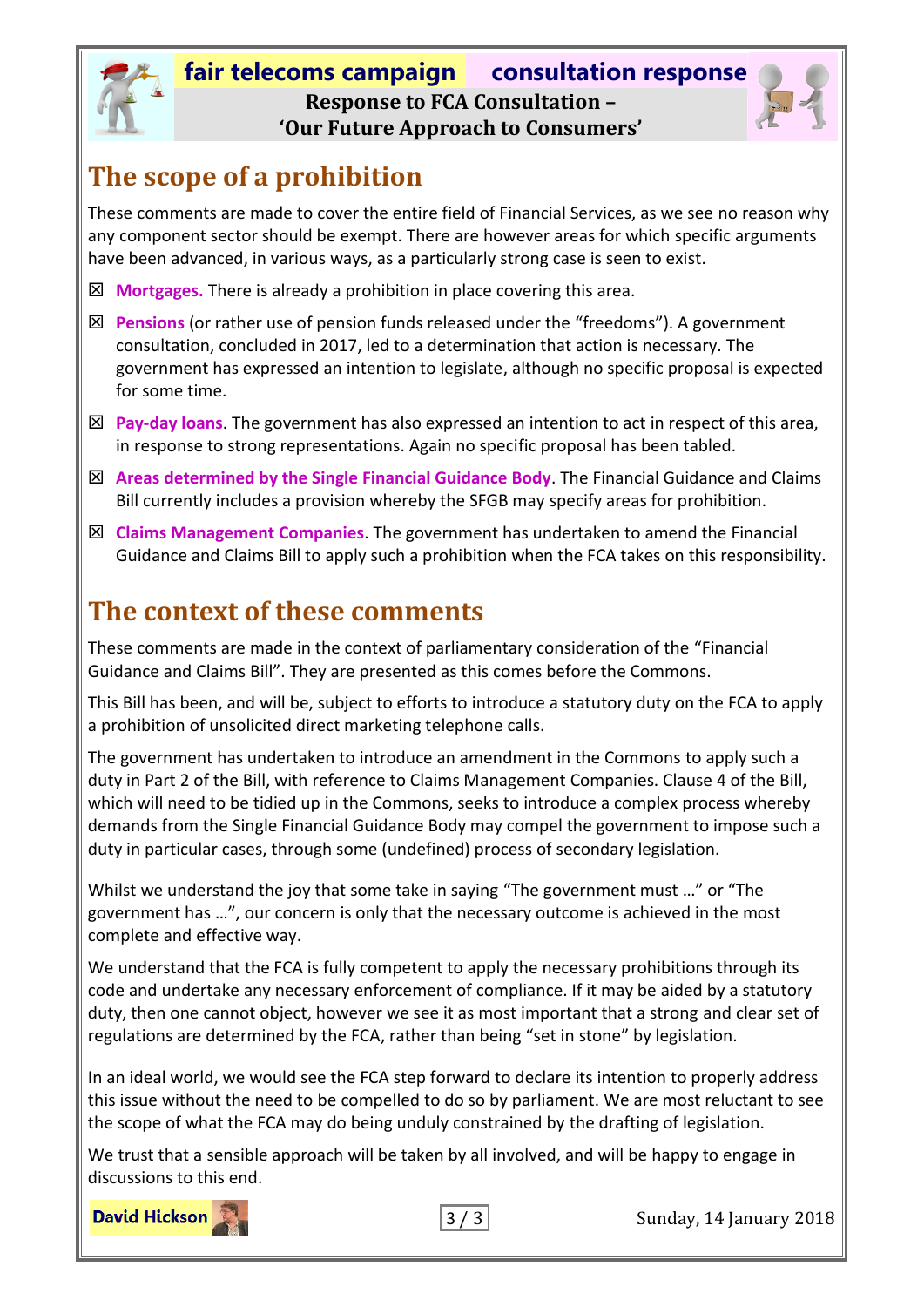## The scope of a prohibition

These comments are made to cover the entire field of Financial Services, as we see no reason why any component sector should be exempt. There are however areas for which specific arguments have been advanced, in various ways, as a particularly strong case is seen to exist.

- ☒ **Mortgages.** There is already a prohibition in place covering this area.
- ☒ **Pensions** (or rather use of pension funds released under the "freedoms"). A government consultation, concluded in 2017, led to a determination that action is necessary. The government has expressed an intention to legislate, although no specific proposal is expected for some time.
- ☒ **Pay-day loans**. The government has also expressed an intention to act in respect of this area, in response to strong representations. Again no specific proposal has been tabled.
- ☒ **Areas determined by the Single Financial Guidance Body**. The Financial Guidance and Claims Bill currently includes a provision whereby the SFGB may specify areas for prohibition.
- ☒ **Claims Management Companies**. The government has undertaken to amend the Financial Guidance and Claims Bill to apply such a prohibition when the FCA takes on this responsibility.

## The context of these comments

These comments are made in the context of parliamentary consideration of the "Financial Guidance and Claims Bill". They are presented as this comes before the Commons.

This Bill has been, and will be, subject to efforts to introduce a statutory duty on the FCA to apply a prohibition of unsolicited direct marketing telephone calls.

The government has undertaken to introduce an amendment in the Commons to apply such a duty in Part 2 of the Bill, with reference to Claims Management Companies. Clause 4 of the Bill, which will need to be tidied up in the Commons, seeks to introduce a complex process whereby demands from the Single Financial Guidance Body may compel the government to impose such a duty in particular cases, through some (undefined) process of secondary legislation.

Whilst we understand the joy that some take in saying "The government must …" or "The government has …", our concern is only that the necessary outcome is achieved in the most complete and effective way.

We understand that the FCA is fully competent to apply the necessary prohibitions through its code and undertake any necessary enforcement of compliance. If it may be aided by a statutory duty, then one cannot object, however we see it as most important that a strong and clear set of regulations are determined by the FCA, rather than being "set in stone" by legislation.

In an ideal world, we would see the FCA step forward to declare its intention to properly address this issue without the need to be compelled to do so by parliament. We are most reluctant to see the scope of what the FCA may do being unduly constrained by the drafting of legislation.

We trust that a sensible approach will be taken by all involved, and will be happy to engage in discussions to this end.

**David Hickson**

Sunday, 14 January 2018